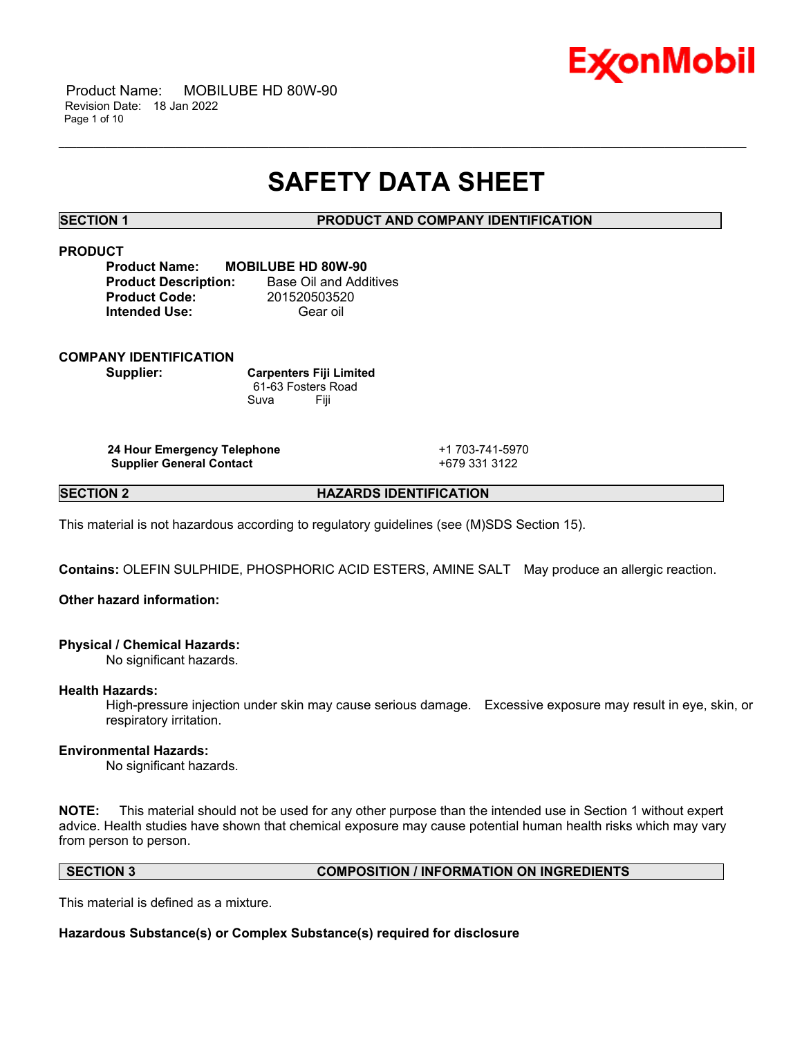# SAFETY DATA SHEET

## SECTION 1 PRODUCT AND COMPANY IDENTIFICATION

### PRODUCT

**Product Name:** **MOBILUBE HD 80W-90**
**Product Description:** Base Oil and Additives
**Product Code:** 201520503520
**Intended Use:** Gear oil

### COMPANY IDENTIFICATION

**Supplier:** **Carpenters Fiji Limited**
61-63 Fosters Road
Suva Fiji

| | |
|---|---|
| **24 Hour Emergency Telephone** | +1 703-741-5970 |
| **Supplier General Contact** | +679 331 3122 |

## SECTION 2 HAZARDS IDENTIFICATION

This material is not hazardous according to regulatory guidelines (see (M)SDS Section 15).

**Contains:** OLEFIN SULPHIDE, PHOSPHORIC ACID ESTERS, AMINE SALT May produce an allergic reaction.

**Other hazard information:**

**Physical / Chemical Hazards:**
No significant hazards.

**Health Hazards:**
High-pressure injection under skin may cause serious damage. Excessive exposure may result in eye, skin, or respiratory irritation.

**Environmental Hazards:**
No significant hazards.

**NOTE:** This material should not be used for any other purpose than the intended use in Section 1 without expert advice. Health studies have shown that chemical exposure may cause potential human health risks which may vary from person to person.

## SECTION 3 COMPOSITION / INFORMATION ON INGREDIENTS

This material is defined as a mixture.

**Hazardous Substance(s) or Complex Substance(s) required for disclosure**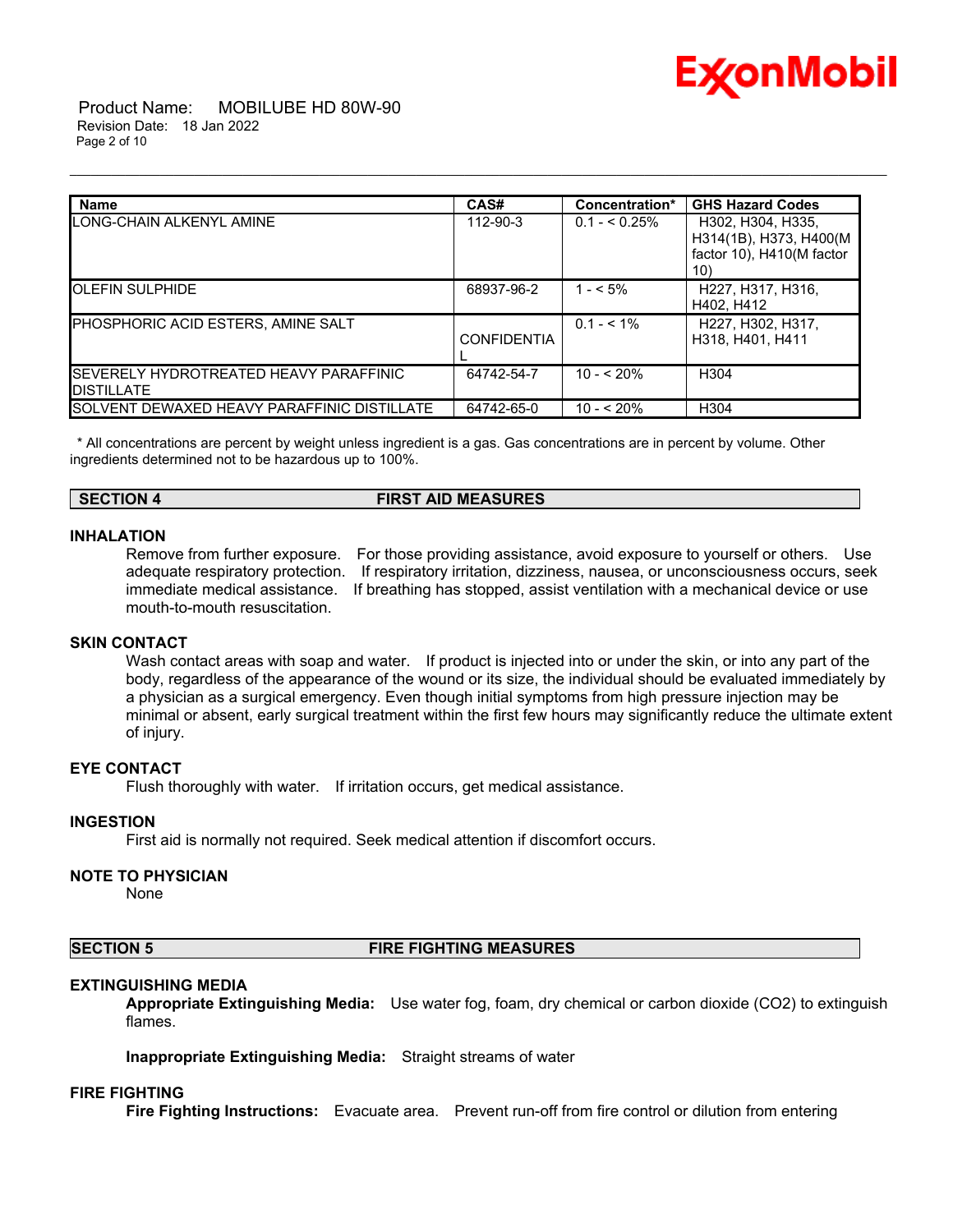| Name | CAS# | Concentration* | GHS Hazard Codes |
|---|---|---|---|
| LONG-CHAIN ALKENYL AMINE | 112-90-3 | 0.1 - < 0.25% | H302, H304, H335, H314(1B), H373, H400(M factor 10), H410(M factor 10) |
| OLEFIN SULPHIDE | 68937-96-2 | 1 - < 5% | H227, H317, H316, H402, H412 |
| PHOSPHORIC ACID ESTERS, AMINE SALT | CONFIDENTIAL | 0.1 - < 1% | H227, H302, H317, H318, H401, H411 |
| SEVERELY HYDROTREATED HEAVY PARAFFINIC DISTILLATE | 64742-54-7 | 10 - < 20% | H304 |
| SOLVENT DEWAXED HEAVY PARAFFINIC DISTILLATE | 64742-65-0 | 10 - < 20% | H304 |

* All concentrations are percent by weight unless ingredient is a gas. Gas concentrations are in percent by volume. Other ingredients determined not to be hazardous up to 100%.

## SECTION 4 FIRST AID MEASURES

### INHALATION

Remove from further exposure. For those providing assistance, avoid exposure to yourself or others. Use adequate respiratory protection. If respiratory irritation, dizziness, nausea, or unconsciousness occurs, seek immediate medical assistance. If breathing has stopped, assist ventilation with a mechanical device or use mouth-to-mouth resuscitation.

### SKIN CONTACT

Wash contact areas with soap and water. If product is injected into or under the skin, or into any part of the body, regardless of the appearance of the wound or its size, the individual should be evaluated immediately by a physician as a surgical emergency. Even though initial symptoms from high pressure injection may be minimal or absent, early surgical treatment within the first few hours may significantly reduce the ultimate extent of injury.

### EYE CONTACT

Flush thoroughly with water. If irritation occurs, get medical assistance.

### INGESTION

First aid is normally not required. Seek medical attention if discomfort occurs.

### NOTE TO PHYSICIAN

None

## SECTION 5 FIRE FIGHTING MEASURES

### EXTINGUISHING MEDIA

**Appropriate Extinguishing Media:** Use water fog, foam, dry chemical or carbon dioxide ($CO_2$) to extinguish flames.

**Inappropriate Extinguishing Media:** Straight streams of water

### FIRE FIGHTING

**Fire Fighting Instructions:** Evacuate area. Prevent run-off from fire control or dilution from entering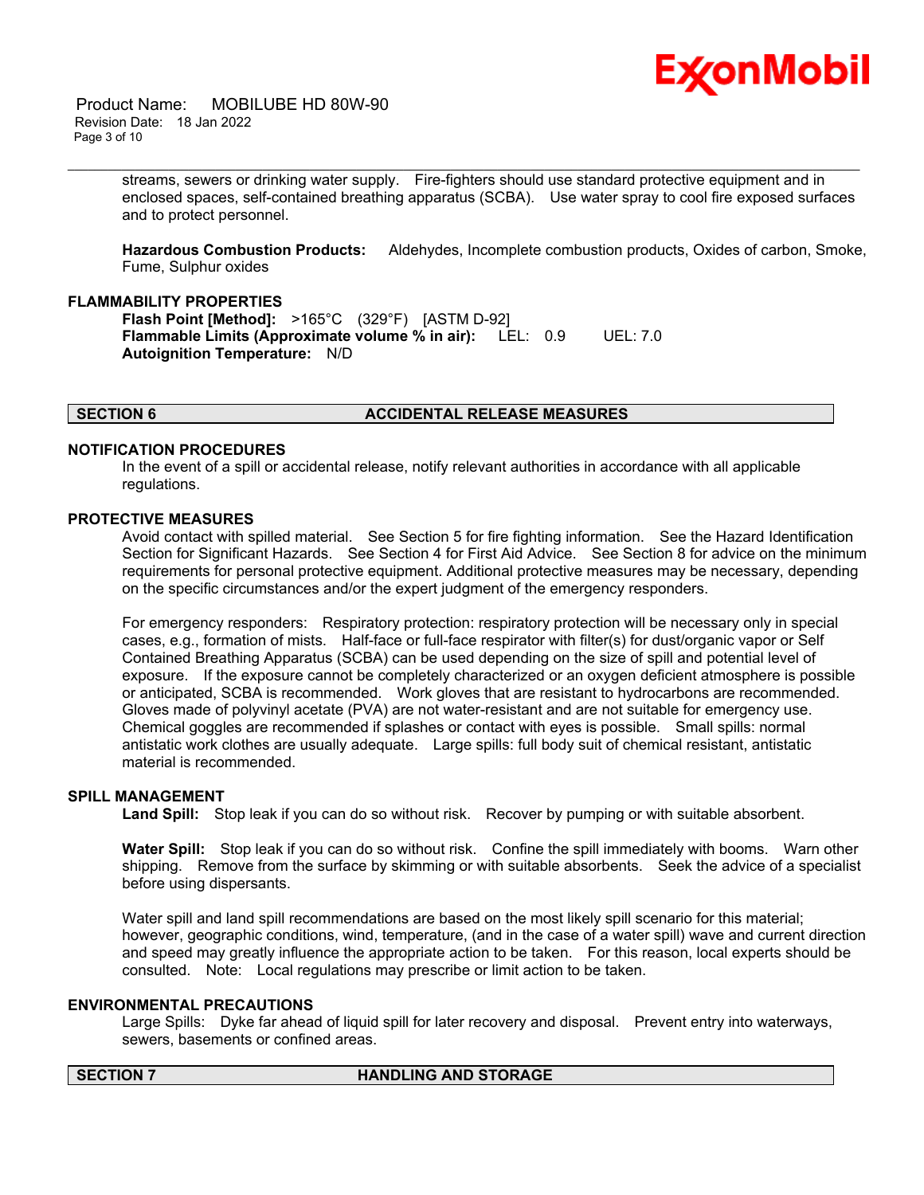streams, sewers or drinking water supply. Fire-fighters should use standard protective equipment and in enclosed spaces, self-contained breathing apparatus (SCBA). Use water spray to cool fire exposed surfaces and to protect personnel.

**Hazardous Combustion Products:** Aldehydes, Incomplete combustion products, Oxides of carbon, Smoke, Fume, Sulphur oxides

### FLAMMABILITY PROPERTIES

**Flash Point [Method]:** >165°C (329°F) [ASTM D-92]
**Flammable Limits (Approximate volume % in air):** LEL: 0.9 UEL: 7.0
**Autoignition Temperature:** N/D

## SECTION 6 ACCIDENTAL RELEASE MEASURES

### NOTIFICATION PROCEDURES

In the event of a spill or accidental release, notify relevant authorities in accordance with all applicable regulations.

### PROTECTIVE MEASURES

Avoid contact with spilled material. See Section 5 for fire fighting information. See the Hazard Identification Section for Significant Hazards. See Section 4 for First Aid Advice. See Section 8 for advice on the minimum requirements for personal protective equipment. Additional protective measures may be necessary, depending on the specific circumstances and/or the expert judgment of the emergency responders.

For emergency responders: Respiratory protection: respiratory protection will be necessary only in special cases, e.g., formation of mists. Half-face or full-face respirator with filter(s) for dust/organic vapor or Self Contained Breathing Apparatus (SCBA) can be used depending on the size of spill and potential level of exposure. If the exposure cannot be completely characterized or an oxygen deficient atmosphere is possible or anticipated, SCBA is recommended. Work gloves that are resistant to hydrocarbons are recommended. Gloves made of polyvinyl acetate (PVA) are not water-resistant and are not suitable for emergency use. Chemical goggles are recommended if splashes or contact with eyes is possible. Small spills: normal antistatic work clothes are usually adequate. Large spills: full body suit of chemical resistant, antistatic material is recommended.

### SPILL MANAGEMENT

**Land Spill:** Stop leak if you can do so without risk. Recover by pumping or with suitable absorbent.

**Water Spill:** Stop leak if you can do so without risk. Confine the spill immediately with booms. Warn other shipping. Remove from the surface by skimming or with suitable absorbents. Seek the advice of a specialist before using dispersants.

Water spill and land spill recommendations are based on the most likely spill scenario for this material; however, geographic conditions, wind, temperature, (and in the case of a water spill) wave and current direction and speed may greatly influence the appropriate action to be taken. For this reason, local experts should be consulted. Note: Local regulations may prescribe or limit action to be taken.

### ENVIRONMENTAL PRECAUTIONS

Large Spills: Dyke far ahead of liquid spill for later recovery and disposal. Prevent entry into waterways, sewers, basements or confined areas.

## SECTION 7 HANDLING AND STORAGE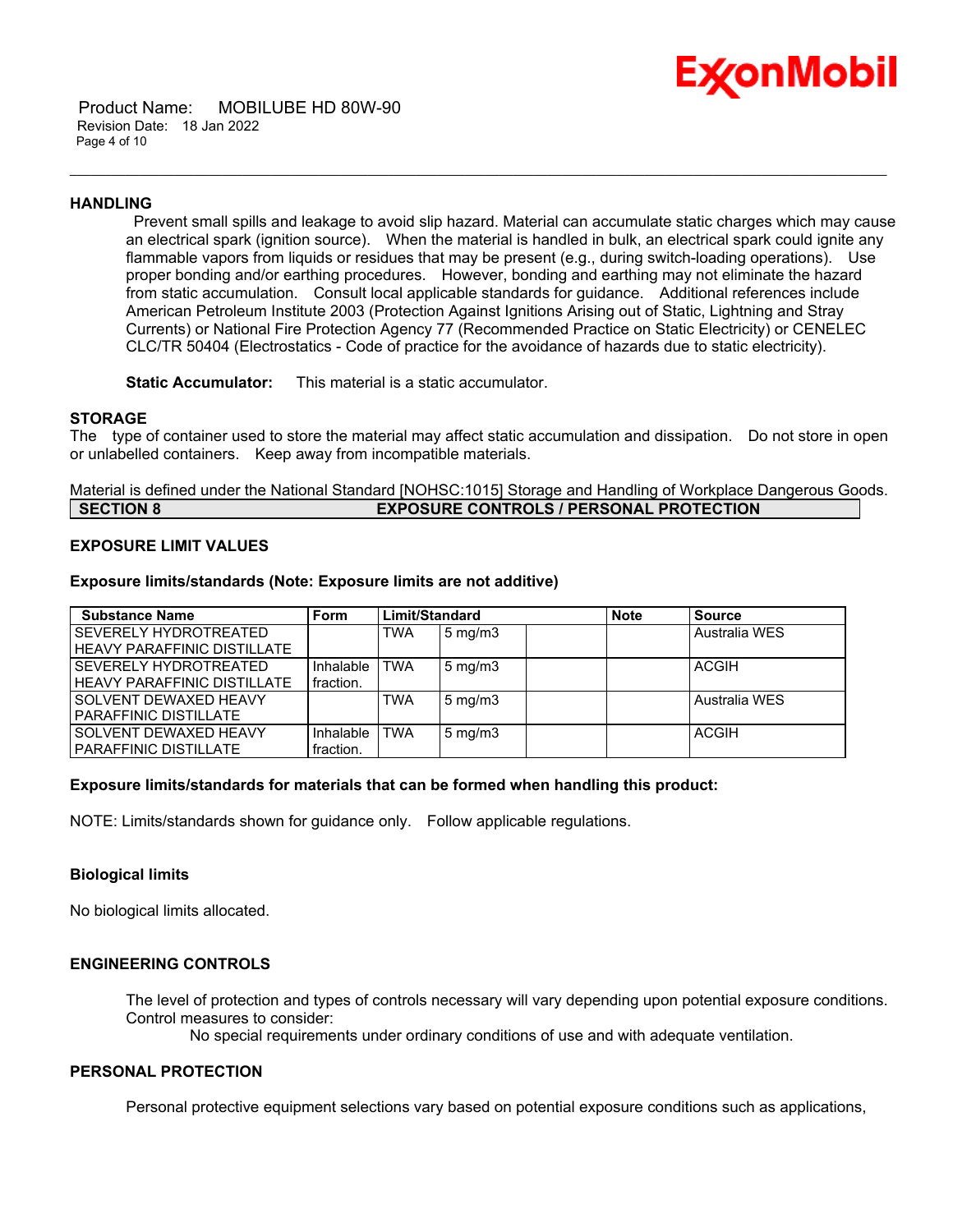### HANDLING

Prevent small spills and leakage to avoid slip hazard. Material can accumulate static charges which may cause an electrical spark (ignition source). When the material is handled in bulk, an electrical spark could ignite any flammable vapors from liquids or residues that may be present (e.g., during switch-loading operations). Use proper bonding and/or earthing procedures. However, bonding and earthing may not eliminate the hazard from static accumulation. Consult local applicable standards for guidance. Additional references include American Petroleum Institute 2003 (Protection Against Ignitions Arising out of Static, Lightning and Stray Currents) or National Fire Protection Agency 77 (Recommended Practice on Static Electricity) or CENELEC CLC/TR 50404 (Electrostatics - Code of practice for the avoidance of hazards due to static electricity).

**Static Accumulator:** This material is a static accumulator.

### STORAGE

The type of container used to store the material may affect static accumulation and dissipation. Do not store in open or unlabelled containers. Keep away from incompatible materials.

Material is defined under the National Standard [NOHSC:1015] Storage and Handling of Workplace Dangerous Goods.

## SECTION 8 EXPOSURE CONTROLS / PERSONAL PROTECTION

### EXPOSURE LIMIT VALUES

**Exposure limits/standards (Note: Exposure limits are not additive)**

| Substance Name | Form | Limit/Standard | | | Note | Source |
|---|---|---|---|---|---|---|
| SEVERELY HYDROTREATED HEAVY PARAFFINIC DISTILLATE | | TWA | 5 mg/m3 | | | Australia WES |
| SEVERELY HYDROTREATED HEAVY PARAFFINIC DISTILLATE | Inhalable fraction. | TWA | 5 mg/m3 | | | ACGIH |
| SOLVENT DEWAXED HEAVY PARAFFINIC DISTILLATE | | TWA | 5 mg/m3 | | | Australia WES |
| SOLVENT DEWAXED HEAVY PARAFFINIC DISTILLATE | Inhalable fraction. | TWA | 5 mg/m3 | | | ACGIH |

**Exposure limits/standards for materials that can be formed when handling this product:**

NOTE: Limits/standards shown for guidance only. Follow applicable regulations.

**Biological limits**

No biological limits allocated.

### ENGINEERING CONTROLS

The level of protection and types of controls necessary will vary depending upon potential exposure conditions. Control measures to consider:

No special requirements under ordinary conditions of use and with adequate ventilation.

### PERSONAL PROTECTION

Personal protective equipment selections vary based on potential exposure conditions such as applications,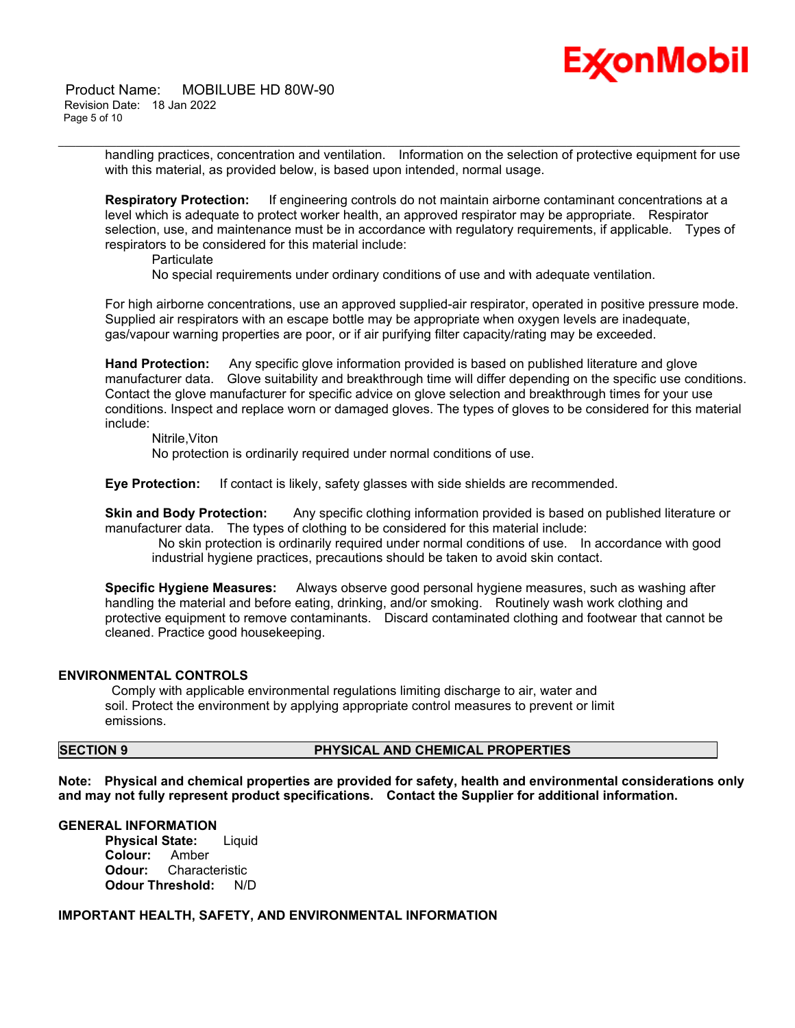handling practices, concentration and ventilation. Information on the selection of protective equipment for use with this material, as provided below, is based upon intended, normal usage.

**Respiratory Protection:** If engineering controls do not maintain airborne contaminant concentrations at a level which is adequate to protect worker health, an approved respirator may be appropriate. Respirator selection, use, and maintenance must be in accordance with regulatory requirements, if applicable. Types of respirators to be considered for this material include:

Particulate

No special requirements under ordinary conditions of use and with adequate ventilation.

For high airborne concentrations, use an approved supplied-air respirator, operated in positive pressure mode. Supplied air respirators with an escape bottle may be appropriate when oxygen levels are inadequate, gas/vapour warning properties are poor, or if air purifying filter capacity/rating may be exceeded.

**Hand Protection:** Any specific glove information provided is based on published literature and glove manufacturer data. Glove suitability and breakthrough time will differ depending on the specific use conditions. Contact the glove manufacturer for specific advice on glove selection and breakthrough times for your use conditions. Inspect and replace worn or damaged gloves. The types of gloves to be considered for this material include:

Nitrile,Viton

No protection is ordinarily required under normal conditions of use.

**Eye Protection:** If contact is likely, safety glasses with side shields are recommended.

**Skin and Body Protection:** Any specific clothing information provided is based on published literature or manufacturer data. The types of clothing to be considered for this material include:

No skin protection is ordinarily required under normal conditions of use. In accordance with good industrial hygiene practices, precautions should be taken to avoid skin contact.

**Specific Hygiene Measures:** Always observe good personal hygiene measures, such as washing after handling the material and before eating, drinking, and/or smoking. Routinely wash work clothing and protective equipment to remove contaminants. Discard contaminated clothing and footwear that cannot be cleaned. Practice good housekeeping.

### ENVIRONMENTAL CONTROLS

Comply with applicable environmental regulations limiting discharge to air, water and soil. Protect the environment by applying appropriate control measures to prevent or limit emissions.

## SECTION 9 PHYSICAL AND CHEMICAL PROPERTIES

**Note: Physical and chemical properties are provided for safety, health and environmental considerations only and may not fully represent product specifications. Contact the Supplier for additional information.**

### GENERAL INFORMATION

**Physical State:** Liquid
**Colour:** Amber
**Odour:** Characteristic
**Odour Threshold:** N/D

### IMPORTANT HEALTH, SAFETY, AND ENVIRONMENTAL INFORMATION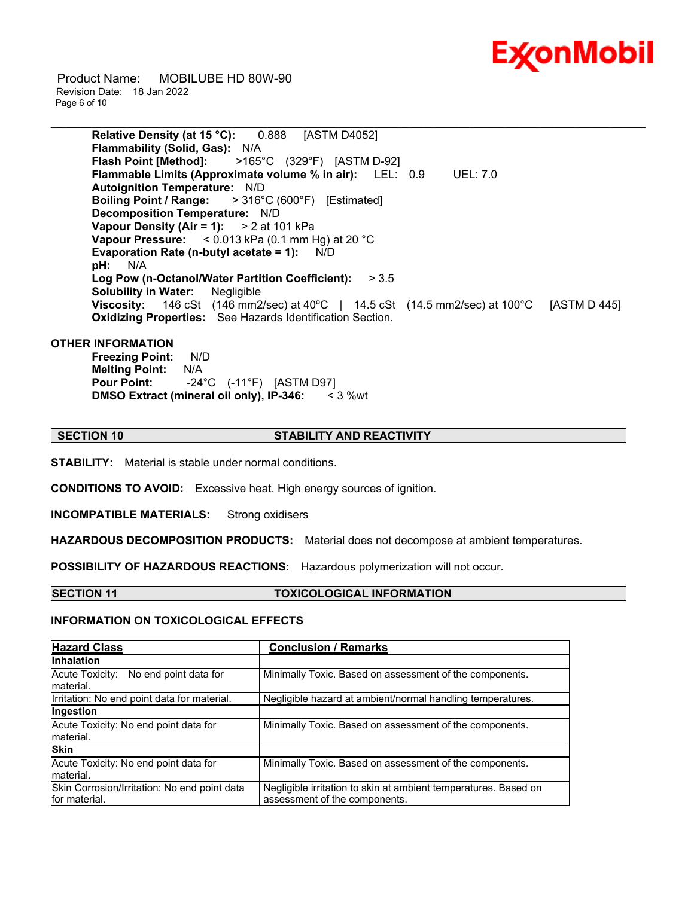**Relative Density (at 15 °C):** 0.888 [ASTM D4052]
**Flammability (Solid, Gas):** N/A
**Flash Point [Method]:** >165°C (329°F) [ASTM D-92]
**Flammable Limits (Approximate volume % in air):** LEL: 0.9 UEL: 7.0
**Autoignition Temperature:** N/D
**Boiling Point / Range:** > 316°C (600°F) [Estimated]
**Decomposition Temperature:** N/D
**Vapour Density (Air = 1):** > 2 at 101 kPa
**Vapour Pressure:** < 0.013 kPa (0.1 mm Hg) at 20 °C
**Evaporation Rate (n-butyl acetate = 1):** N/D
**pH:** N/A
**Log Pow (n-Octanol/Water Partition Coefficient):** > 3.5
**Solubility in Water:** Negligible
**Viscosity:** 146 cSt (146 mm2/sec) at 40ºC | 14.5 cSt (14.5 mm2/sec) at 100°C [ASTM D 445]
**Oxidizing Properties:** See Hazards Identification Section.

**OTHER INFORMATION**

**Freezing Point:** N/D
**Melting Point:** N/A
**Pour Point:** -24°C (-11°F) [ASTM D97]
**DMSO Extract (mineral oil only), IP-346:** < 3 %wt

## SECTION 10 STABILITY AND REACTIVITY

**STABILITY:** Material is stable under normal conditions.

**CONDITIONS TO AVOID:** Excessive heat. High energy sources of ignition.

**INCOMPATIBLE MATERIALS:** Strong oxidisers

**HAZARDOUS DECOMPOSITION PRODUCTS:** Material does not decompose at ambient temperatures.

**POSSIBILITY OF HAZARDOUS REACTIONS:** Hazardous polymerization will not occur.

## SECTION 11 TOXICOLOGICAL INFORMATION

**INFORMATION ON TOXICOLOGICAL EFFECTS**

| Hazard Class | Conclusion / Remarks |
|---|---|
| **Inhalation** | |
| Acute Toxicity: No end point data for material. | Minimally Toxic. Based on assessment of the components. |
| Irritation: No end point data for material. | Negligible hazard at ambient/normal handling temperatures. |
| **Ingestion** | |
| Acute Toxicity: No end point data for material. | Minimally Toxic. Based on assessment of the components. |
| **Skin** | |
| Acute Toxicity: No end point data for material. | Minimally Toxic. Based on assessment of the components. |
| Skin Corrosion/Irritation: No end point data for material. | Negligible irritation to skin at ambient temperatures. Based on assessment of the components. |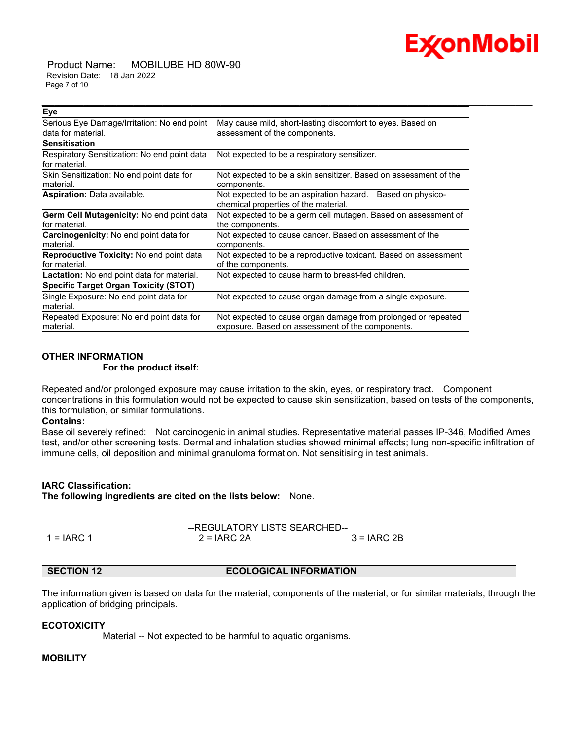| Eye | |
|---|---|
| Serious Eye Damage/Irritation: No end point data for material. | May cause mild, short-lasting discomfort to eyes. Based on assessment of the components. |
| **Sensitisation** | |
| Respiratory Sensitization: No end point data for material. | Not expected to be a respiratory sensitizer. |
| Skin Sensitization: No end point data for material. | Not expected to be a skin sensitizer. Based on assessment of the components. |
| **Aspiration:** Data available. | Not expected to be an aspiration hazard. Based on physico-chemical properties of the material. |
| **Germ Cell Mutagenicity:** No end point data for material. | Not expected to be a germ cell mutagen. Based on assessment of the components. |
| **Carcinogenicity:** No end point data for material. | Not expected to cause cancer. Based on assessment of the components. |
| **Reproductive Toxicity:** No end point data for material. | Not expected to be a reproductive toxicant. Based on assessment of the components. |
| **Lactation:** No end point data for material. | Not expected to cause harm to breast-fed children. |
| **Specific Target Organ Toxicity (STOT)** | |
| Single Exposure: No end point data for material. | Not expected to cause organ damage from a single exposure. |
| Repeated Exposure: No end point data for material. | Not expected to cause organ damage from prolonged or repeated exposure. Based on assessment of the components. |

**OTHER INFORMATION**

**For the product itself:**

Repeated and/or prolonged exposure may cause irritation to the skin, eyes, or respiratory tract. Component concentrations in this formulation would not be expected to cause skin sensitization, based on tests of the components, this formulation, or similar formulations.

**Contains:**

Base oil severely refined: Not carcinogenic in animal studies. Representative material passes IP-346, Modified Ames test, and/or other screening tests. Dermal and inhalation studies showed minimal effects; lung non-specific infiltration of immune cells, oil deposition and minimal granuloma formation. Not sensitising in test animals.

**IARC Classification:**

**The following ingredients are cited on the lists below:** None.

--REGULATORY LISTS SEARCHED--

1 = IARC 1 2 = IARC 2A 3 = IARC 2B

## SECTION 12 ECOLOGICAL INFORMATION

The information given is based on data for the material, components of the material, or for similar materials, through the application of bridging principals.

**ECOTOXICITY**

Material -- Not expected to be harmful to aquatic organisms.

**MOBILITY**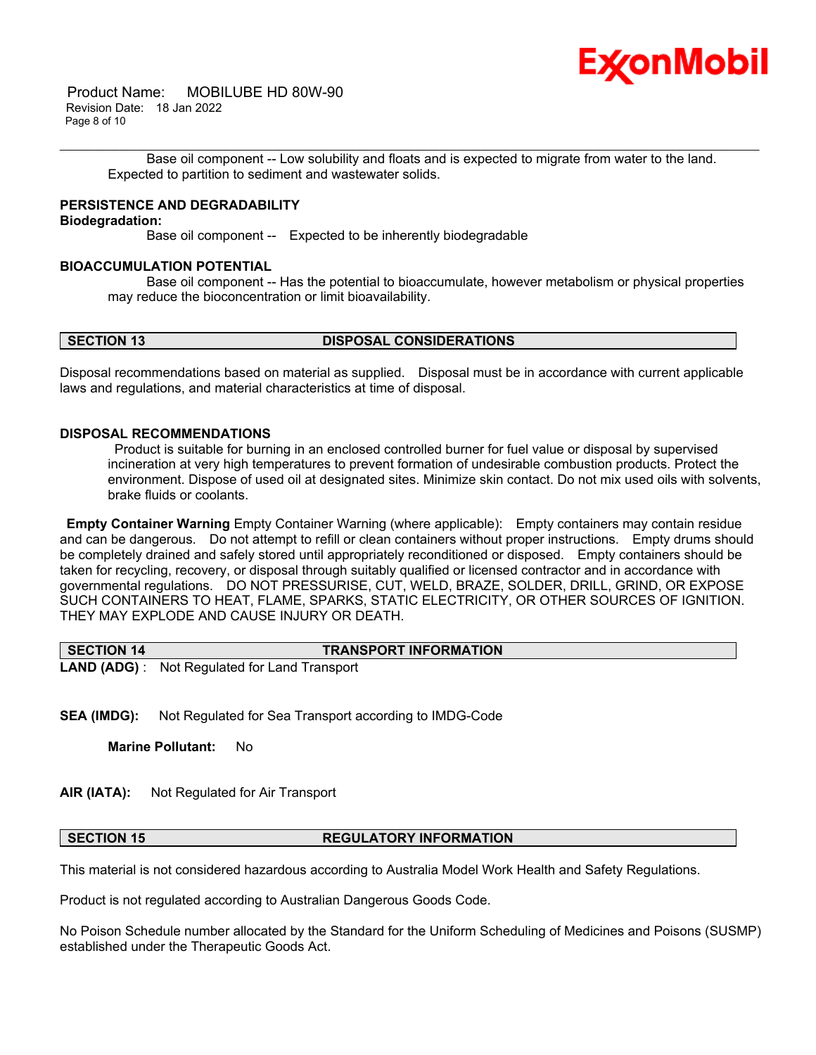Base oil component -- Low solubility and floats and is expected to migrate from water to the land. Expected to partition to sediment and wastewater solids.

**PERSISTENCE AND DEGRADABILITY**

**Biodegradation:**

Base oil component -- Expected to be inherently biodegradable

**BIOACCUMULATION POTENTIAL**

Base oil component -- Has the potential to bioaccumulate, however metabolism or physical properties may reduce the bioconcentration or limit bioavailability.

## SECTION 13 DISPOSAL CONSIDERATIONS

Disposal recommendations based on material as supplied. Disposal must be in accordance with current applicable laws and regulations, and material characteristics at time of disposal.

**DISPOSAL RECOMMENDATIONS**

Product is suitable for burning in an enclosed controlled burner for fuel value or disposal by supervised incineration at very high temperatures to prevent formation of undesirable combustion products. Protect the environment. Dispose of used oil at designated sites. Minimize skin contact. Do not mix used oils with solvents, brake fluids or coolants.

**Empty Container Warning** Empty Container Warning (where applicable): Empty containers may contain residue and can be dangerous. Do not attempt to refill or clean containers without proper instructions. Empty drums should be completely drained and safely stored until appropriately reconditioned or disposed. Empty containers should be taken for recycling, recovery, or disposal through suitably qualified or licensed contractor and in accordance with governmental regulations. DO NOT PRESSURISE, CUT, WELD, BRAZE, SOLDER, DRILL, GRIND, OR EXPOSE SUCH CONTAINERS TO HEAT, FLAME, SPARKS, STATIC ELECTRICITY, OR OTHER SOURCES OF IGNITION. THEY MAY EXPLODE AND CAUSE INJURY OR DEATH.

## SECTION 14 TRANSPORT INFORMATION

**LAND (ADG)** : Not Regulated for Land Transport

**SEA (IMDG):** Not Regulated for Sea Transport according to IMDG-Code

**Marine Pollutant:** No

**AIR (IATA):** Not Regulated for Air Transport

## SECTION 15 REGULATORY INFORMATION

This material is not considered hazardous according to Australia Model Work Health and Safety Regulations.

Product is not regulated according to Australian Dangerous Goods Code.

No Poison Schedule number allocated by the Standard for the Uniform Scheduling of Medicines and Poisons (SUSMP) established under the Therapeutic Goods Act.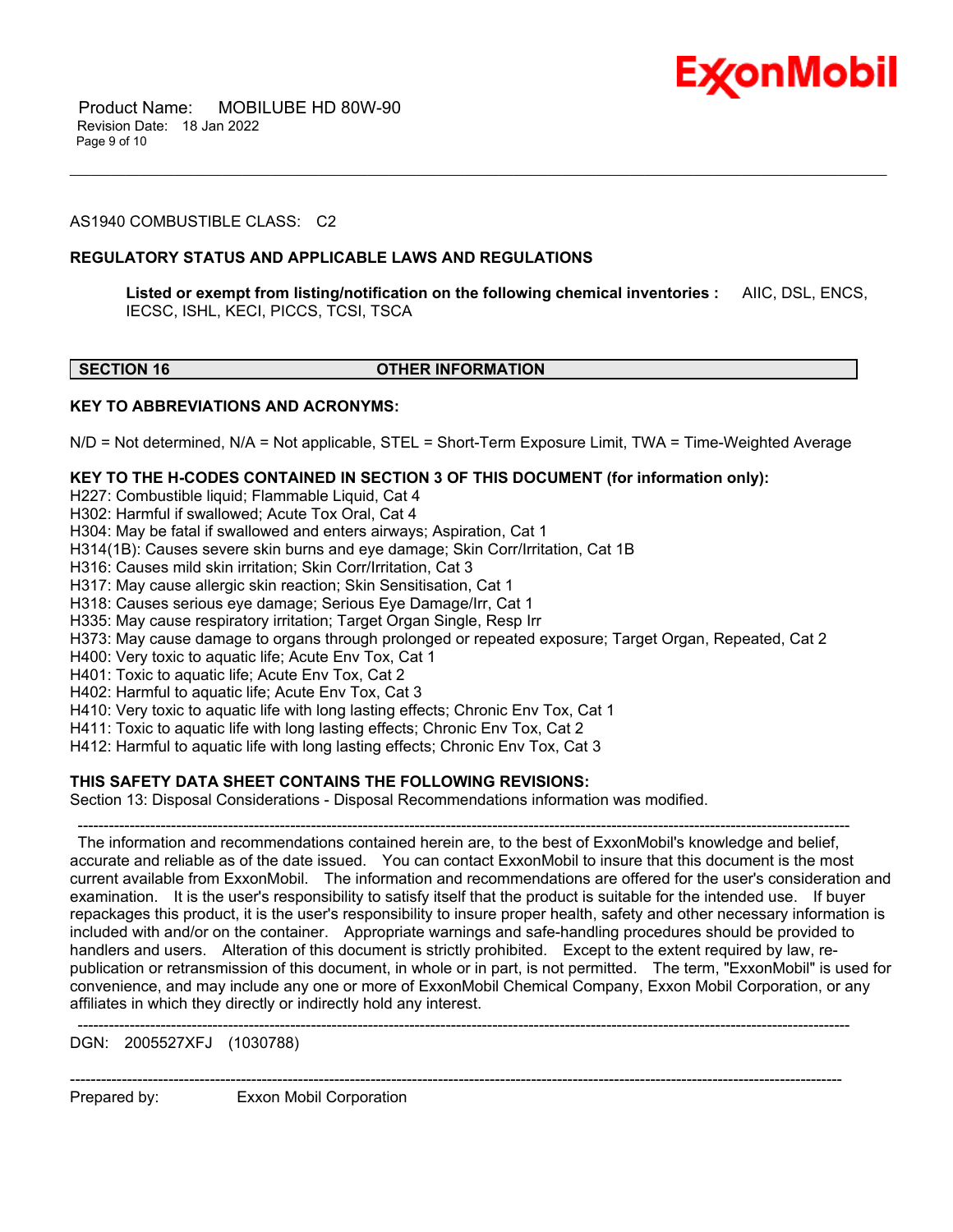AS1940 COMBUSTIBLE CLASS: C2

**REGULATORY STATUS AND APPLICABLE LAWS AND REGULATIONS**

**Listed or exempt from listing/notification on the following chemical inventories :** AIIC, DSL, ENCS, IECSC, ISHL, KECI, PICCS, TCSI, TSCA

## SECTION 16 OTHER INFORMATION

**KEY TO ABBREVIATIONS AND ACRONYMS:**

N/D = Not determined, N/A = Not applicable, STEL = Short-Term Exposure Limit, TWA = Time-Weighted Average

**KEY TO THE H-CODES CONTAINED IN SECTION 3 OF THIS DOCUMENT (for information only):**

H227: Combustible liquid; Flammable Liquid, Cat 4
H302: Harmful if swallowed; Acute Tox Oral, Cat 4
H304: May be fatal if swallowed and enters airways; Aspiration, Cat 1
H314(1B): Causes severe skin burns and eye damage; Skin Corr/Irritation, Cat 1B
H316: Causes mild skin irritation; Skin Corr/Irritation, Cat 3
H317: May cause allergic skin reaction; Skin Sensitisation, Cat 1
H318: Causes serious eye damage; Serious Eye Damage/Irr, Cat 1
H335: May cause respiratory irritation; Target Organ Single, Resp Irr
H373: May cause damage to organs through prolonged or repeated exposure; Target Organ, Repeated, Cat 2
H400: Very toxic to aquatic life; Acute Env Tox, Cat 1
H401: Toxic to aquatic life; Acute Env Tox, Cat 2
H402: Harmful to aquatic life; Acute Env Tox, Cat 3
H410: Very toxic to aquatic life with long lasting effects; Chronic Env Tox, Cat 1
H411: Toxic to aquatic life with long lasting effects; Chronic Env Tox, Cat 2
H412: Harmful to aquatic life with long lasting effects; Chronic Env Tox, Cat 3

**THIS SAFETY DATA SHEET CONTAINS THE FOLLOWING REVISIONS:**
Section 13: Disposal Considerations - Disposal Recommendations information was modified.

-----------------------------------------------------------------------------------------------------------------------------------------------

The information and recommendations contained herein are, to the best of ExxonMobil's knowledge and belief, accurate and reliable as of the date issued. You can contact ExxonMobil to insure that this document is the most current available from ExxonMobil. The information and recommendations are offered for the user's consideration and examination. It is the user's responsibility to satisfy itself that the product is suitable for the intended use. If buyer repackages this product, it is the user's responsibility to insure proper health, safety and other necessary information is included with and/or on the container. Appropriate warnings and safe-handling procedures should be provided to handlers and users. Alteration of this document is strictly prohibited. Except to the extent required by law, re-publication or retransmission of this document, in whole or in part, is not permitted. The term, "ExxonMobil" is used for convenience, and may include any one or more of ExxonMobil Chemical Company, Exxon Mobil Corporation, or any affiliates in which they directly or indirectly hold any interest.

-----------------------------------------------------------------------------------------------------------------------------------------------

DGN: 2005527XFJ (1030788)

-----------------------------------------------------------------------------------------------------------------------------------------------

Prepared by: Exxon Mobil Corporation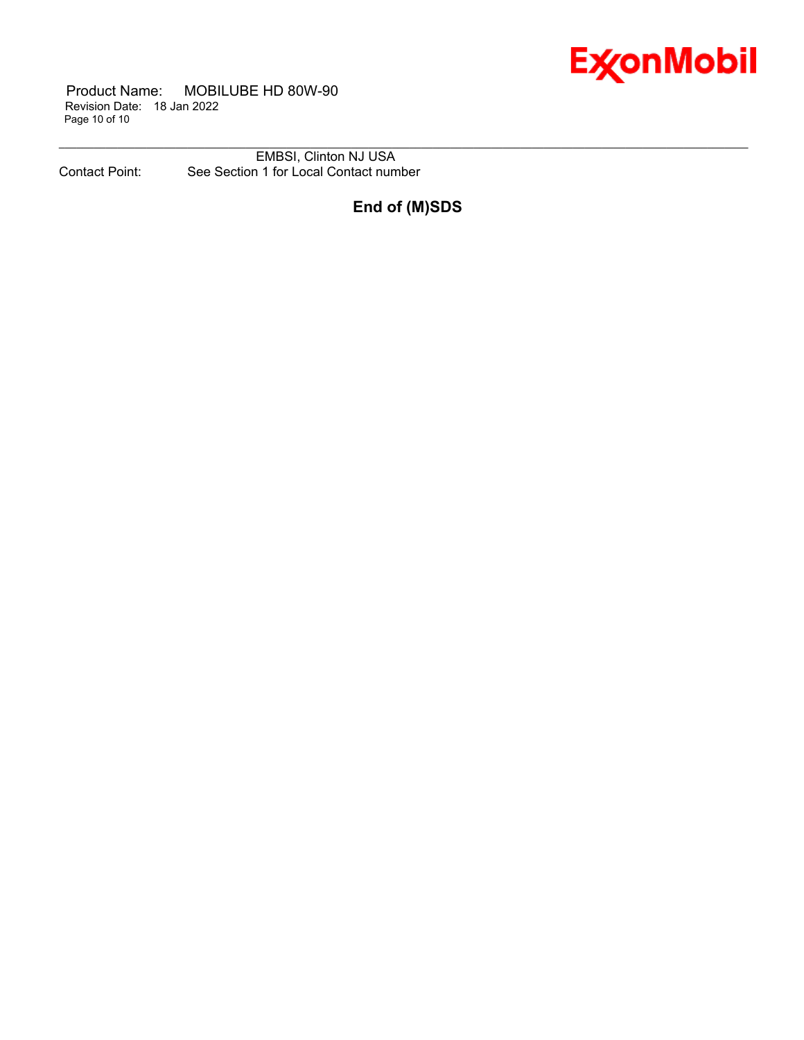EMBSI, Clinton NJ USA

Contact Point: See Section 1 for Local Contact number

**End of (M)SDS**